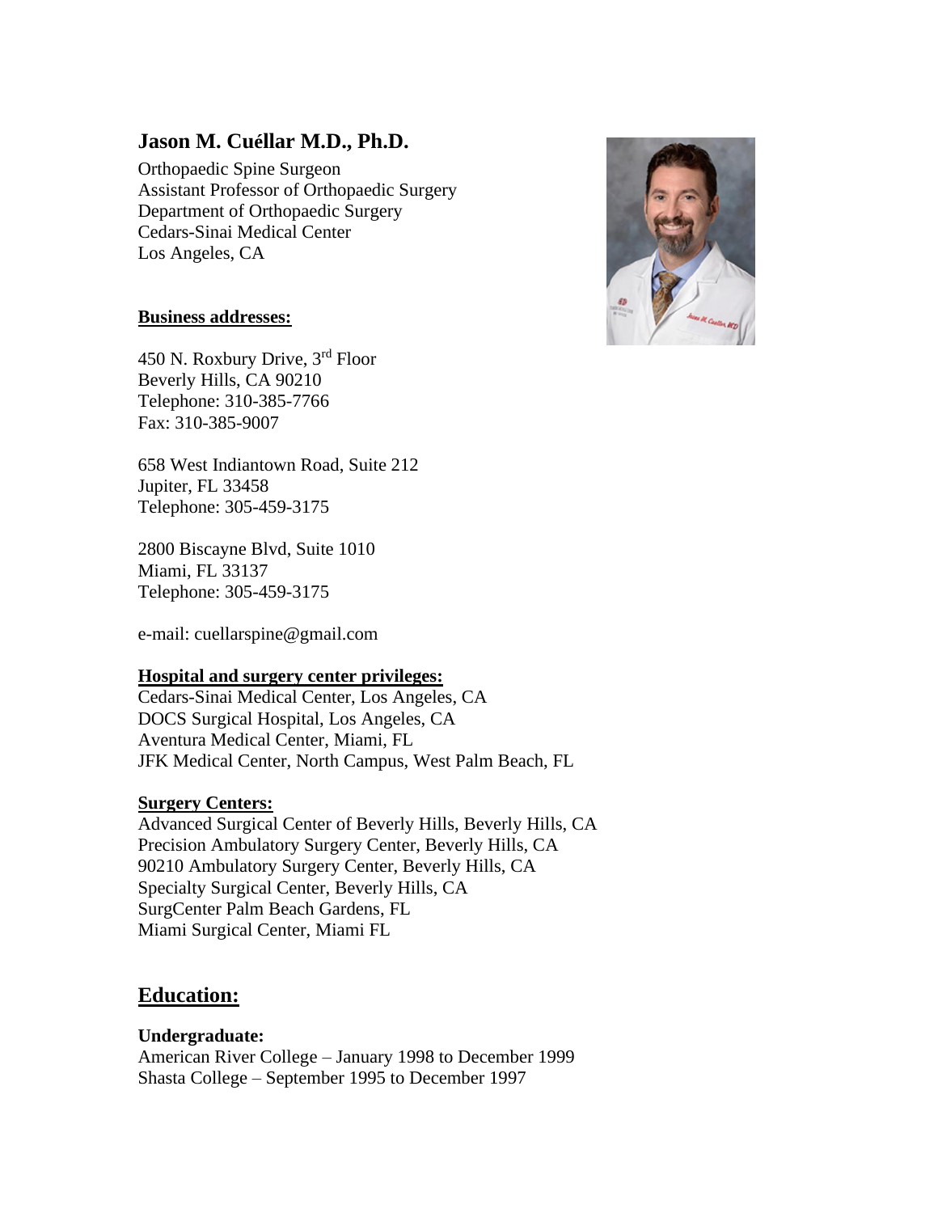# Jason M. Cuéllar M.D., Ph.D.

Orthopaedic Spine Surgeon
Assistant Professor of Orthopaedic Surgery
Department of Orthopaedic Surgery
Cedars-Sinai Medical Center
Los Angeles, CA

**Business addresses:**

450 N. Roxbury Drive, 3rd Floor
Beverly Hills, CA 90210
Telephone: 310-385-7766
Fax: 310-385-9007

658 West Indiantown Road, Suite 212
Jupiter, FL 33458
Telephone: 305-459-3175

2800 Biscayne Blvd, Suite 1010
Miami, FL 33137
Telephone: 305-459-3175

e-mail: cuellarspine@gmail.com

**Hospital and surgery center privileges:**

Cedars-Sinai Medical Center, Los Angeles, CA
DOCS Surgical Hospital, Los Angeles, CA
Aventura Medical Center, Miami, FL
JFK Medical Center, North Campus, West Palm Beach, FL

**Surgery Centers:**

Advanced Surgical Center of Beverly Hills, Beverly Hills, CA
Precision Ambulatory Surgery Center, Beverly Hills, CA
90210 Ambulatory Surgery Center, Beverly Hills, CA
Specialty Surgical Center, Beverly Hills, CA
SurgCenter Palm Beach Gardens, FL
Miami Surgical Center, Miami FL

## Education:

**Undergraduate:**

American River College – January 1998 to December 1999
Shasta College – September 1995 to December 1997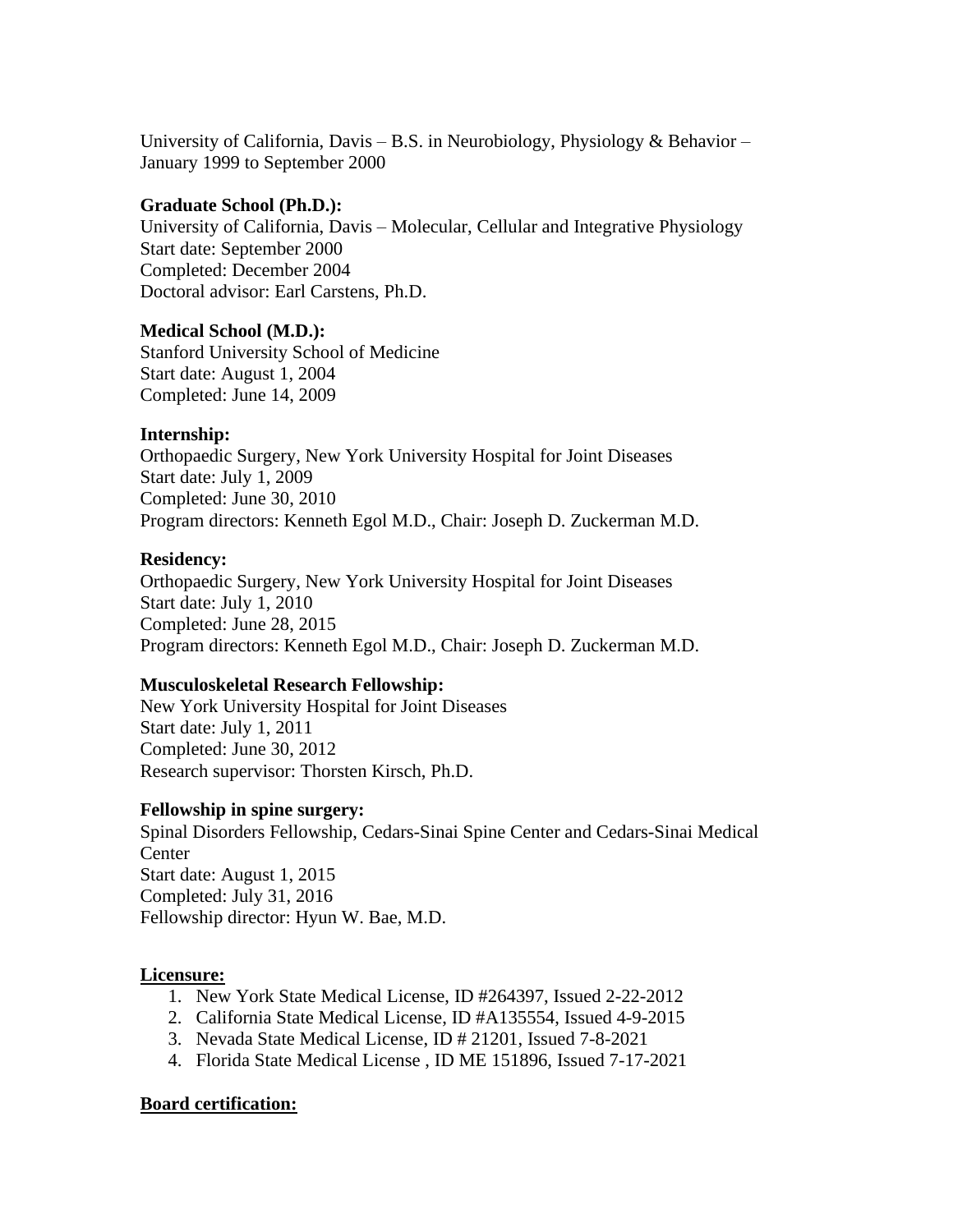University of California, Davis – B.S. in Neurobiology, Physiology & Behavior – January 1999 to September 2000

**Graduate School (Ph.D.):**
University of California, Davis – Molecular, Cellular and Integrative Physiology
Start date: September 2000
Completed: December 2004
Doctoral advisor: Earl Carstens, Ph.D.

**Medical School (M.D.):**
Stanford University School of Medicine
Start date: August 1, 2004
Completed: June 14, 2009

**Internship:**
Orthopaedic Surgery, New York University Hospital for Joint Diseases
Start date: July 1, 2009
Completed: June 30, 2010
Program directors: Kenneth Egol M.D., Chair: Joseph D. Zuckerman M.D.

**Residency:**
Orthopaedic Surgery, New York University Hospital for Joint Diseases
Start date: July 1, 2010
Completed: June 28, 2015
Program directors: Kenneth Egol M.D., Chair: Joseph D. Zuckerman M.D.

**Musculoskeletal Research Fellowship:**
New York University Hospital for Joint Diseases
Start date: July 1, 2011
Completed: June 30, 2012
Research supervisor: Thorsten Kirsch, Ph.D.

**Fellowship in spine surgery:**
Spinal Disorders Fellowship, Cedars-Sinai Spine Center and Cedars-Sinai Medical Center
Start date: August 1, 2015
Completed: July 31, 2016
Fellowship director: Hyun W. Bae, M.D.

## Licensure:

1. New York State Medical License, ID #264397, Issued 2-22-2012
2. California State Medical License, ID #A135554, Issued 4-9-2015
3. Nevada State Medical License, ID # 21201, Issued 7-8-2021
4. Florida State Medical License , ID ME 151896, Issued 7-17-2021

## Board certification: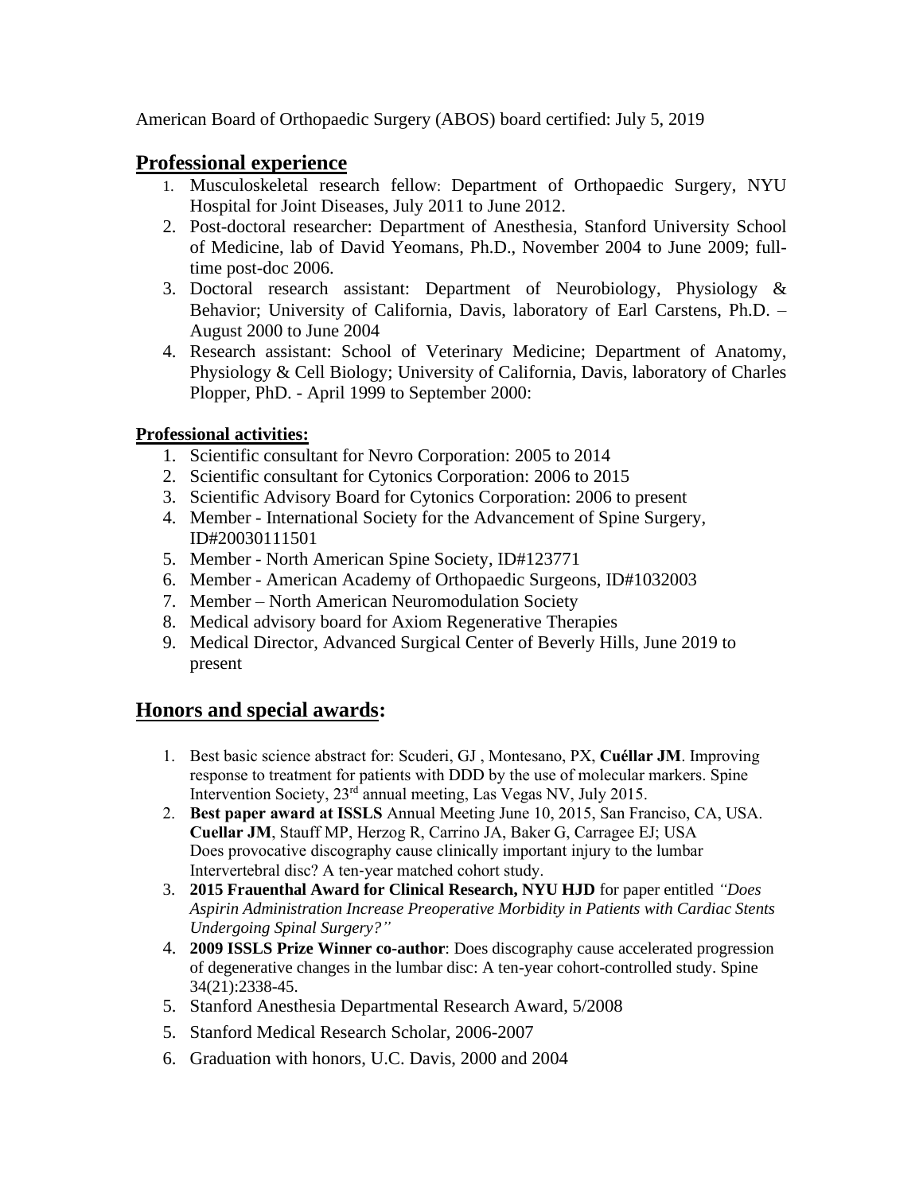American Board of Orthopaedic Surgery (ABOS) board certified: July 5, 2019

## Professional experience

1. Musculoskeletal research fellow: Department of Orthopaedic Surgery, NYU Hospital for Joint Diseases, July 2011 to June 2012.
2. Post-doctoral researcher: Department of Anesthesia, Stanford University School of Medicine, lab of David Yeomans, Ph.D., November 2004 to June 2009; full-time post-doc 2006.
3. Doctoral research assistant: Department of Neurobiology, Physiology & Behavior; University of California, Davis, laboratory of Earl Carstens, Ph.D. – August 2000 to June 2004
4. Research assistant: School of Veterinary Medicine; Department of Anatomy, Physiology & Cell Biology; University of California, Davis, laboratory of Charles Plopper, PhD. - April 1999 to September 2000:

### Professional activities:

1. Scientific consultant for Nevro Corporation: 2005 to 2014
2. Scientific consultant for Cytonics Corporation: 2006 to 2015
3. Scientific Advisory Board for Cytonics Corporation: 2006 to present
4. Member - International Society for the Advancement of Spine Surgery, ID#20030111501
5. Member - North American Spine Society, ID#123771
6. Member - American Academy of Orthopaedic Surgeons, ID#1032003
7. Member – North American Neuromodulation Society
8. Medical advisory board for Axiom Regenerative Therapies
9. Medical Director, Advanced Surgical Center of Beverly Hills, June 2019 to present

## Honors and special awards:

1. Best basic science abstract for: Scuderi, GJ , Montesano, PX, **Cuéllar JM**. Improving response to treatment for patients with DDD by the use of molecular markers. Spine Intervention Society, 23rd annual meeting, Las Vegas NV, July 2015.
2. **Best paper award at ISSLS** Annual Meeting June 10, 2015, San Francisco, CA, USA. **Cuellar JM**, Stauff MP, Herzog R, Carrino JA, Baker G, Carragee EJ; USA Does provocative discography cause clinically important injury to the lumbar Intervertebral disc? A ten-year matched cohort study.
3. **2015 Frauenthal Award for Clinical Research, NYU HJD** for paper entitled *"Does Aspirin Administration Increase Preoperative Morbidity in Patients with Cardiac Stents Undergoing Spinal Surgery?"*
4. **2009 ISSLS Prize Winner co-author**: Does discography cause accelerated progression of degenerative changes in the lumbar disc: A ten-year cohort-controlled study. Spine 34(21):2338-45.
5. Stanford Anesthesia Departmental Research Award, 5/2008
5. Stanford Medical Research Scholar, 2006-2007
6. Graduation with honors, U.C. Davis, 2000 and 2004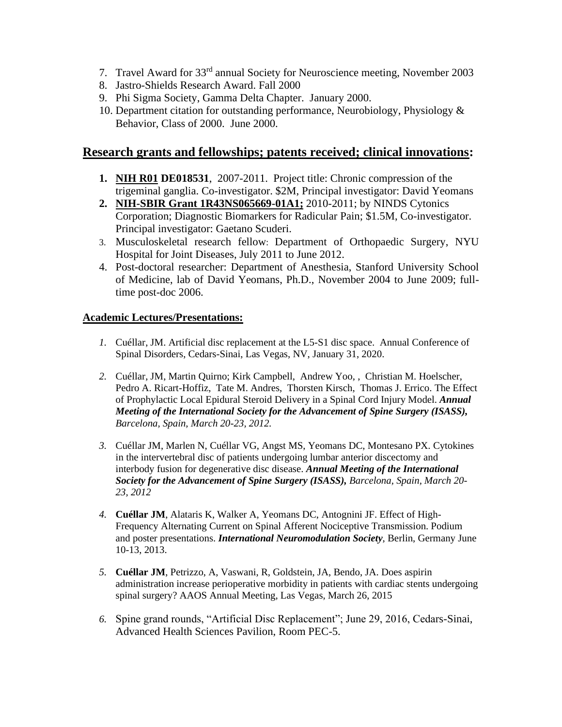7. Travel Award for 33rd annual Society for Neuroscience meeting, November 2003
8. Jastro-Shields Research Award. Fall 2000
9. Phi Sigma Society, Gamma Delta Chapter. January 2000.
10. Department citation for outstanding performance, Neurobiology, Physiology & Behavior, Class of 2000. June 2000.

## Research grants and fellowships; patents received; clinical innovations:

1. **NIH R01 DE018531**, 2007-2011. Project title: Chronic compression of the trigeminal ganglia. Co-investigator. $2M, Principal investigator: David Yeomans
2. **NIH-SBIR Grant 1R43NS065669-01A1;** 2010-2011; by NINDS Cytonics Corporation; Diagnostic Biomarkers for Radicular Pain; $1.5M, Co-investigator. Principal investigator: Gaetano Scuderi.
3. Musculoskeletal research fellow: Department of Orthopaedic Surgery, NYU Hospital for Joint Diseases, July 2011 to June 2012.
4. Post-doctoral researcher: Department of Anesthesia, Stanford University School of Medicine, lab of David Yeomans, Ph.D., November 2004 to June 2009; full-time post-doc 2006.

### Academic Lectures/Presentations:

1. Cuéllar, JM. Artificial disc replacement at the L5-S1 disc space. Annual Conference of Spinal Disorders, Cedars-Sinai, Las Vegas, NV, January 31, 2020.

2. Cuéllar, JM, Martin Quirno; Kirk Campbell, Andrew Yoo, , Christian M. Hoelscher, Pedro A. Ricart-Hoffiz, Tate M. Andres, Thorsten Kirsch, Thomas J. Errico. The Effect of Prophylactic Local Epidural Steroid Delivery in a Spinal Cord Injury Model. ***Annual Meeting of the International Society for the Advancement of Spine Surgery (ISASS),*** *Barcelona, Spain, March 20-23, 2012.*

3. Cuéllar JM, Marlen N, Cuéllar VG, Angst MS, Yeomans DC, Montesano PX. Cytokines in the intervertebral disc of patients undergoing lumbar anterior discectomy and interbody fusion for degenerative disc disease. ***Annual Meeting of the International Society for the Advancement of Spine Surgery (ISASS),*** *Barcelona, Spain, March 20-23, 2012*

4. **Cuéllar JM**, Alataris K, Walker A, Yeomans DC, Antognini JF. Effect of High-Frequency Alternating Current on Spinal Afferent Nociceptive Transmission. Podium and poster presentations. ***International Neuromodulation Society***, Berlin, Germany June 10-13, 2013.

5. **Cuéllar JM**, Petrizzo, A, Vaswani, R, Goldstein, JA, Bendo, JA. Does aspirin administration increase perioperative morbidity in patients with cardiac stents undergoing spinal surgery? AAOS Annual Meeting, Las Vegas, March 26, 2015

6. Spine grand rounds, "Artificial Disc Replacement"; June 29, 2016, Cedars-Sinai, Advanced Health Sciences Pavilion, Room PEC-5.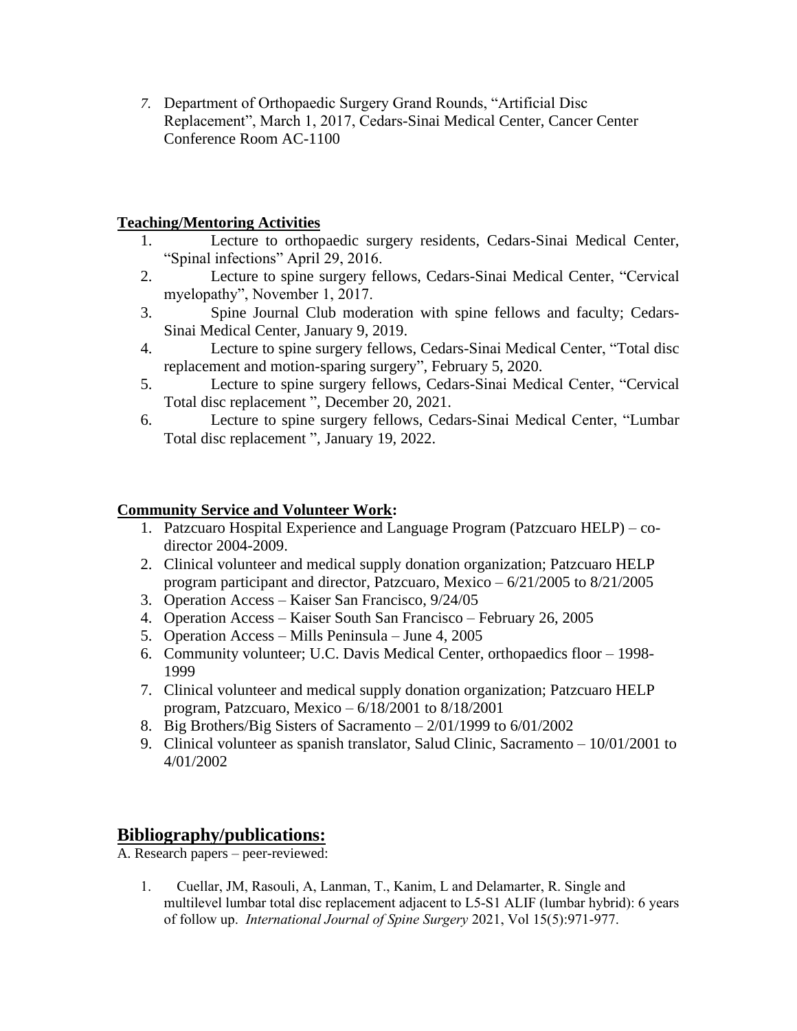7. Department of Orthopaedic Surgery Grand Rounds, "Artificial Disc Replacement", March 1, 2017, Cedars-Sinai Medical Center, Cancer Center Conference Room AC-1100

**Teaching/Mentoring Activities**

1. Lecture to orthopaedic surgery residents, Cedars-Sinai Medical Center, "Spinal infections" April 29, 2016.
2. Lecture to spine surgery fellows, Cedars-Sinai Medical Center, "Cervical myelopathy", November 1, 2017.
3. Spine Journal Club moderation with spine fellows and faculty; Cedars-Sinai Medical Center, January 9, 2019.
4. Lecture to spine surgery fellows, Cedars-Sinai Medical Center, "Total disc replacement and motion-sparing surgery", February 5, 2020.
5. Lecture to spine surgery fellows, Cedars-Sinai Medical Center, "Cervical Total disc replacement ", December 20, 2021.
6. Lecture to spine surgery fellows, Cedars-Sinai Medical Center, "Lumbar Total disc replacement ", January 19, 2022.

**Community Service and Volunteer Work:**

1. Patzcuaro Hospital Experience and Language Program (Patzcuaro HELP) – co-director 2004-2009.
2. Clinical volunteer and medical supply donation organization; Patzcuaro HELP program participant and director, Patzcuaro, Mexico – 6/21/2005 to 8/21/2005
3. Operation Access – Kaiser San Francisco, 9/24/05
4. Operation Access – Kaiser South San Francisco – February 26, 2005
5. Operation Access – Mills Peninsula – June 4, 2005
6. Community volunteer; U.C. Davis Medical Center, orthopaedics floor – 1998-1999
7. Clinical volunteer and medical supply donation organization; Patzcuaro HELP program, Patzcuaro, Mexico – 6/18/2001 to 8/18/2001
8. Big Brothers/Big Sisters of Sacramento – 2/01/1999 to 6/01/2002
9. Clinical volunteer as spanish translator, Salud Clinic, Sacramento – 10/01/2001 to 4/01/2002

## Bibliography/publications:

A. Research papers – peer-reviewed:

1. Cuellar, JM, Rasouli, A, Lanman, T., Kanim, L and Delamarter, R. Single and multilevel lumbar total disc replacement adjacent to L5-S1 ALIF (lumbar hybrid): 6 years of follow up. *International Journal of Spine Surgery* 2021, Vol 15(5):971-977.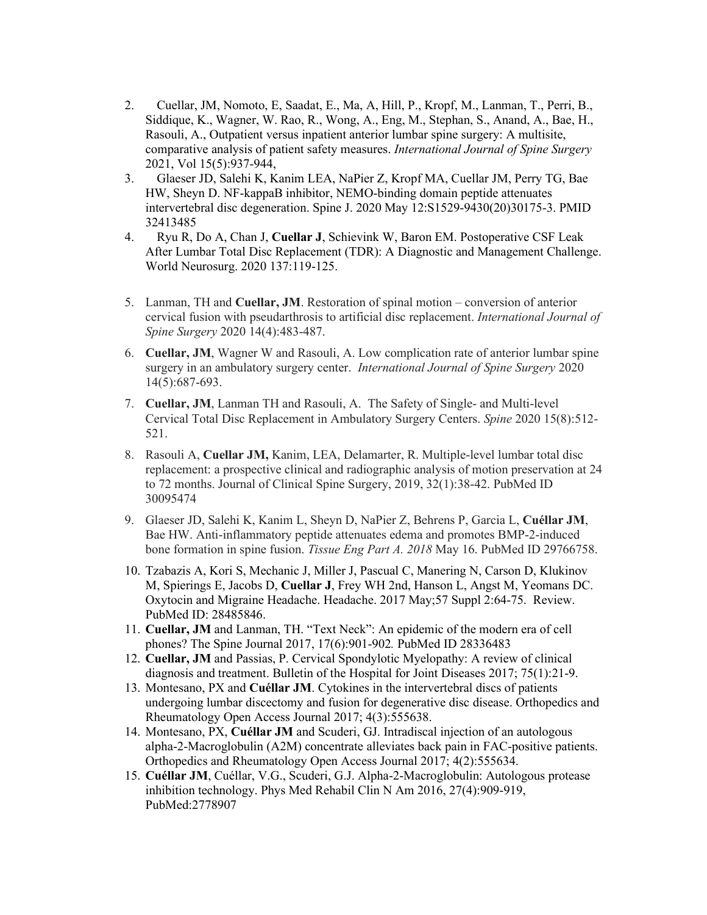2. Cuellar, JM, Nomoto, E, Saadat, E., Ma, A, Hill, P., Kropf, M., Lanman, T., Perri, B., Siddique, K., Wagner, W. Rao, R., Wong, A., Eng, M., Stephan, S., Anand, A., Bae, H., Rasouli, A., Outpatient versus inpatient anterior lumbar spine surgery: A multisite, comparative analysis of patient safety measures. *International Journal of Spine Surgery* 2021, Vol 15(5):937-944,
3. Glaeser JD, Salehi K, Kanim LEA, NaPier Z, Kropf MA, Cuellar JM, Perry TG, Bae HW, Sheyn D. NF-kappaB inhibitor, NEMO-binding domain peptide attenuates intervertebral disc degeneration. Spine J. 2020 May 12:S1529-9430(20)30175-3. PMID 32413485
4. Ryu R, Do A, Chan J, **Cuellar J**, Schievink W, Baron EM. Postoperative CSF Leak After Lumbar Total Disc Replacement (TDR): A Diagnostic and Management Challenge. World Neurosurg. 2020 137:119-125.
5. Lanman, TH and **Cuellar, JM**. Restoration of spinal motion – conversion of anterior cervical fusion with pseudarthrosis to artificial disc replacement. *International Journal of Spine Surgery* 2020 14(4):483-487.
6. **Cuellar, JM**, Wagner W and Rasouli, A. Low complication rate of anterior lumbar spine surgery in an ambulatory surgery center. *International Journal of Spine Surgery* 2020 14(5):687-693.
7. **Cuellar, JM**, Lanman TH and Rasouli, A. The Safety of Single- and Multi-level Cervical Total Disc Replacement in Ambulatory Surgery Centers. *Spine* 2020 15(8):512-521.
8. Rasouli A, **Cuellar JM,** Kanim, LEA, Delamarter, R. Multiple-level lumbar total disc replacement: a prospective clinical and radiographic analysis of motion preservation at 24 to 72 months. Journal of Clinical Spine Surgery, 2019, 32(1):38-42. PubMed ID 30095474
9. Glaeser JD, Salehi K, Kanim L, Sheyn D, NaPier Z, Behrens P, Garcia L, **Cuéllar JM**, Bae HW. Anti-inflammatory peptide attenuates edema and promotes BMP-2-induced bone formation in spine fusion. *Tissue Eng Part A. 2018* May 16. PubMed ID 29766758.
10. Tzabazis A, Kori S, Mechanic J, Miller J, Pascual C, Manering N, Carson D, Klukinov M, Spierings E, Jacobs D, **Cuellar J**, Frey WH 2nd, Hanson L, Angst M, Yeomans DC. Oxytocin and Migraine Headache. Headache. 2017 May;57 Suppl 2:64-75. Review. PubMed ID: 28485846.
11. **Cuellar, JM** and Lanman, TH. "Text Neck": An epidemic of the modern era of cell phones? The Spine Journal 2017, 17(6):901-902*.* PubMed ID 28336483
12. **Cuellar, JM** and Passias, P. Cervical Spondylotic Myelopathy: A review of clinical diagnosis and treatment. Bulletin of the Hospital for Joint Diseases 2017; 75(1):21-9.
13. Montesano, PX and **Cuéllar JM**. Cytokines in the intervertebral discs of patients undergoing lumbar discectomy and fusion for degenerative disc disease. Orthopedics and Rheumatology Open Access Journal 2017; 4(3):555638.
14. Montesano, PX, **Cuéllar JM** and Scuderi, GJ. Intradiscal injection of an autologous alpha-2-Macroglobulin (A2M) concentrate alleviates back pain in FAC-positive patients. Orthopedics and Rheumatology Open Access Journal 2017; 4(2):555634.
15. **Cuéllar JM**, Cuéllar, V.G., Scuderi, G.J. Alpha-2-Macroglobulin: Autologous protease inhibition technology. Phys Med Rehabil Clin N Am 2016, 27(4):909-919, PubMed:2778907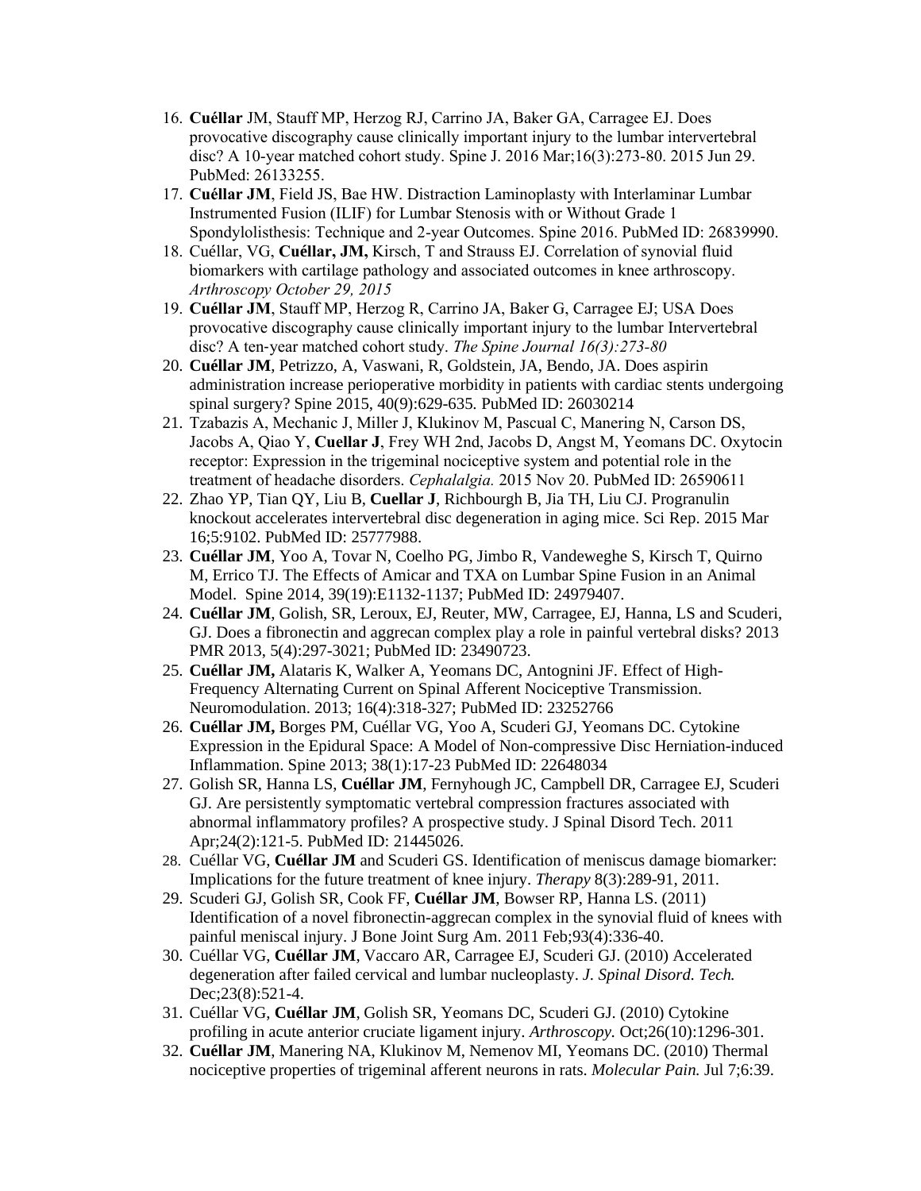16. **Cuéllar** JM, Stauff MP, Herzog RJ, Carrino JA, Baker GA, Carragee EJ. Does provocative discography cause clinically important injury to the lumbar intervertebral disc? A 10-year matched cohort study. Spine J. 2016 Mar;16(3):273-80. 2015 Jun 29. PubMed: 26133255.
17. **Cuéllar JM**, Field JS, Bae HW. Distraction Laminoplasty with Interlaminar Lumbar Instrumented Fusion (ILIF) for Lumbar Stenosis with or Without Grade 1 Spondylolisthesis: Technique and 2-year Outcomes. Spine 2016. PubMed ID: 26839990.
18. Cuéllar, VG, **Cuéllar, JM,** Kirsch, T and Strauss EJ. Correlation of synovial fluid biomarkers with cartilage pathology and associated outcomes in knee arthroscopy. *Arthroscopy October 29, 2015*
19. **Cuéllar JM**, Stauff MP, Herzog R, Carrino JA, Baker G, Carragee EJ; USA Does provocative discography cause clinically important injury to the lumbar Intervertebral disc? A ten-year matched cohort study. *The Spine Journal 16(3):273-80*
20. **Cuéllar JM**, Petrizzo, A, Vaswani, R, Goldstein, JA, Bendo, JA. Does aspirin administration increase perioperative morbidity in patients with cardiac stents undergoing spinal surgery? Spine 2015, 40(9):629-635. PubMed ID: 26030214
21. Tzabazis A, Mechanic J, Miller J, Klukinov M, Pascual C, Manering N, Carson DS, Jacobs A, Qiao Y, **Cuellar J**, Frey WH 2nd, Jacobs D, Angst M, Yeomans DC. Oxytocin receptor: Expression in the trigeminal nociceptive system and potential role in the treatment of headache disorders. *Cephalalgia.* 2015 Nov 20. PubMed ID: 26590611
22. Zhao YP, Tian QY, Liu B, **Cuellar J**, Richbourgh B, Jia TH, Liu CJ. Progranulin knockout accelerates intervertebral disc degeneration in aging mice. Sci Rep. 2015 Mar 16;5:9102. PubMed ID: 25777988.
23. **Cuéllar JM**, Yoo A, Tovar N, Coelho PG, Jimbo R, Vandeweghe S, Kirsch T, Quirno M, Errico TJ. The Effects of Amicar and TXA on Lumbar Spine Fusion in an Animal Model. Spine 2014, 39(19):E1132-1137; PubMed ID: 24979407.
24. **Cuéllar JM**, Golish, SR, Leroux, EJ, Reuter, MW, Carragee, EJ, Hanna, LS and Scuderi, GJ. Does a fibronectin and aggrecan complex play a role in painful vertebral disks? 2013 PMR 2013, 5(4):297-3021; PubMed ID: 23490723.
25. **Cuéllar JM,** Alataris K, Walker A, Yeomans DC, Antognini JF. Effect of High-Frequency Alternating Current on Spinal Afferent Nociceptive Transmission. Neuromodulation. 2013; 16(4):318-327; PubMed ID: 23252766
26. **Cuéllar JM,** Borges PM, Cuéllar VG, Yoo A, Scuderi GJ, Yeomans DC. Cytokine Expression in the Epidural Space: A Model of Non-compressive Disc Herniation-induced Inflammation. Spine 2013; 38(1):17-23 PubMed ID: 22648034
27. Golish SR, Hanna LS, **Cuéllar JM**, Fernyhough JC, Campbell DR, Carragee EJ, Scuderi GJ. Are persistently symptomatic vertebral compression fractures associated with abnormal inflammatory profiles? A prospective study. J Spinal Disord Tech. 2011 Apr;24(2):121-5. PubMed ID: 21445026.
28. Cuéllar VG, **Cuéllar JM** and Scuderi GS. Identification of meniscus damage biomarker: Implications for the future treatment of knee injury. *Therapy* 8(3):289-91, 2011.
29. Scuderi GJ, Golish SR, Cook FF, **Cuéllar JM**, Bowser RP, Hanna LS. (2011) Identification of a novel fibronectin-aggrecan complex in the synovial fluid of knees with painful meniscal injury. J Bone Joint Surg Am. 2011 Feb;93(4):336-40.
30. Cuéllar VG, **Cuéllar JM**, Vaccaro AR, Carragee EJ, Scuderi GJ. (2010) Accelerated degeneration after failed cervical and lumbar nucleoplasty. *J. Spinal Disord. Tech.* Dec;23(8):521-4.
31. Cuéllar VG, **Cuéllar JM**, Golish SR, Yeomans DC, Scuderi GJ. (2010) Cytokine profiling in acute anterior cruciate ligament injury. *Arthroscopy.* Oct;26(10):1296-301.
32. **Cuéllar JM**, Manering NA, Klukinov M, Nemenov MI, Yeomans DC. (2010) Thermal nociceptive properties of trigeminal afferent neurons in rats. *Molecular Pain.* Jul 7;6:39.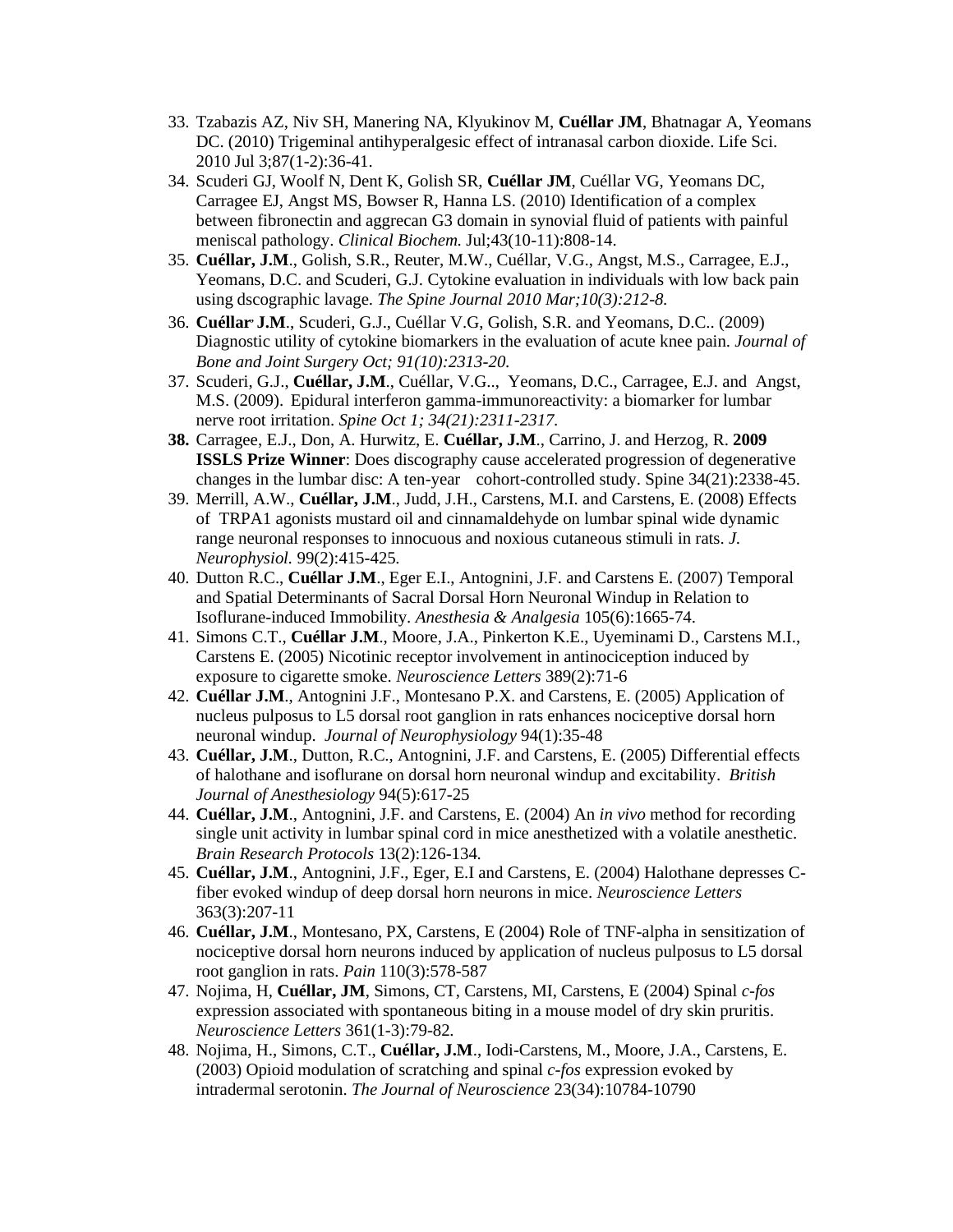33. Tzabazis AZ, Niv SH, Manering NA, Klyukinov M, **Cuéllar JM**, Bhatnagar A, Yeomans DC. (2010) Trigeminal antihyperalgesic effect of intranasal carbon dioxide. Life Sci. 2010 Jul 3;87(1-2):36-41.
34. Scuderi GJ, Woolf N, Dent K, Golish SR, **Cuéllar JM**, Cuéllar VG, Yeomans DC, Carragee EJ, Angst MS, Bowser R, Hanna LS. (2010) Identification of a complex between fibronectin and aggrecan G3 domain in synovial fluid of patients with painful meniscal pathology. *Clinical Biochem.* Jul;43(10-11):808-14.
35. **Cuéllar, J.M**., Golish, S.R., Reuter, M.W., Cuéllar, V.G., Angst, M.S., Carragee, E.J., Yeomans, D.C. and Scuderi, G.J. Cytokine evaluation in individuals with low back pain using dscographic lavage. *The Spine Journal 2010 Mar;10(3):212-8.*
36. **Cuéllar, J.M**., Scuderi, G.J., Cuéllar V.G, Golish, S.R. and Yeomans, D.C.. (2009) Diagnostic utility of cytokine biomarkers in the evaluation of acute knee pain. *Journal of Bone and Joint Surgery Oct; 91(10):2313-20.*
37. Scuderi, G.J., **Cuéllar, J.M**., Cuéllar, V.G.., Yeomans, D.C., Carragee, E.J. and Angst, M.S. (2009). Epidural interferon gamma-immunoreactivity: a biomarker for lumbar nerve root irritation. *Spine Oct 1; 34(21):2311-2317.*
38. Carragee, E.J., Don, A. Hurwitz, E. **Cuéllar, J.M**., Carrino, J. and Herzog, R. **2009 ISSLS Prize Winner**: Does discography cause accelerated progression of degenerative changes in the lumbar disc: A ten-year cohort-controlled study. Spine 34(21):2338-45.
39. Merrill, A.W., **Cuéllar, J.M**., Judd, J.H., Carstens, M.I. and Carstens, E. (2008) Effects of TRPA1 agonists mustard oil and cinnamaldehyde on lumbar spinal wide dynamic range neuronal responses to innocuous and noxious cutaneous stimuli in rats. *J. Neurophysiol.* 99(2):415-425.
40. Dutton R.C., **Cuéllar J.M**., Eger E.I., Antognini, J.F. and Carstens E. (2007) Temporal and Spatial Determinants of Sacral Dorsal Horn Neuronal Windup in Relation to Isoflurane-induced Immobility. *Anesthesia & Analgesia* 105(6):1665-74.
41. Simons C.T., **Cuéllar J.M**., Moore, J.A., Pinkerton K.E., Uyeminami D., Carstens M.I., Carstens E. (2005) Nicotinic receptor involvement in antinociception induced by exposure to cigarette smoke. *Neuroscience Letters* 389(2):71-6
42. **Cuéllar J.M**., Antognini J.F., Montesano P.X. and Carstens, E. (2005) Application of nucleus pulposus to L5 dorsal root ganglion in rats enhances nociceptive dorsal horn neuronal windup. *Journal of Neurophysiology* 94(1):35-48
43. **Cuéllar, J.M**., Dutton, R.C., Antognini, J.F. and Carstens, E. (2005) Differential effects of halothane and isoflurane on dorsal horn neuronal windup and excitability. *British Journal of Anesthesiology* 94(5):617-25
44. **Cuéllar, J.M**., Antognini, J.F. and Carstens, E. (2004) An *in vivo* method for recording single unit activity in lumbar spinal cord in mice anesthetized with a volatile anesthetic. *Brain Research Protocols* 13(2):126-134.
45. **Cuéllar, J.M**., Antognini, J.F., Eger, E.I and Carstens, E. (2004) Halothane depresses C-fiber evoked windup of deep dorsal horn neurons in mice. *Neuroscience Letters* 363(3):207-11
46. **Cuéllar, J.M**., Montesano, PX, Carstens, E (2004) Role of TNF-alpha in sensitization of nociceptive dorsal horn neurons induced by application of nucleus pulposus to L5 dorsal root ganglion in rats. *Pain* 110(3):578-587
47. Nojima, H, **Cuéllar, JM**, Simons, CT, Carstens, MI, Carstens, E (2004) Spinal *c-fos* expression associated with spontaneous biting in a mouse model of dry skin pruritis. *Neuroscience Letters* 361(1-3):79-82.
48. Nojima, H., Simons, C.T., **Cuéllar, J.M**., Iodi-Carstens, M., Moore, J.A., Carstens, E. (2003) Opioid modulation of scratching and spinal *c-fos* expression evoked by intradermal serotonin. *The Journal of Neuroscience* 23(34):10784-10790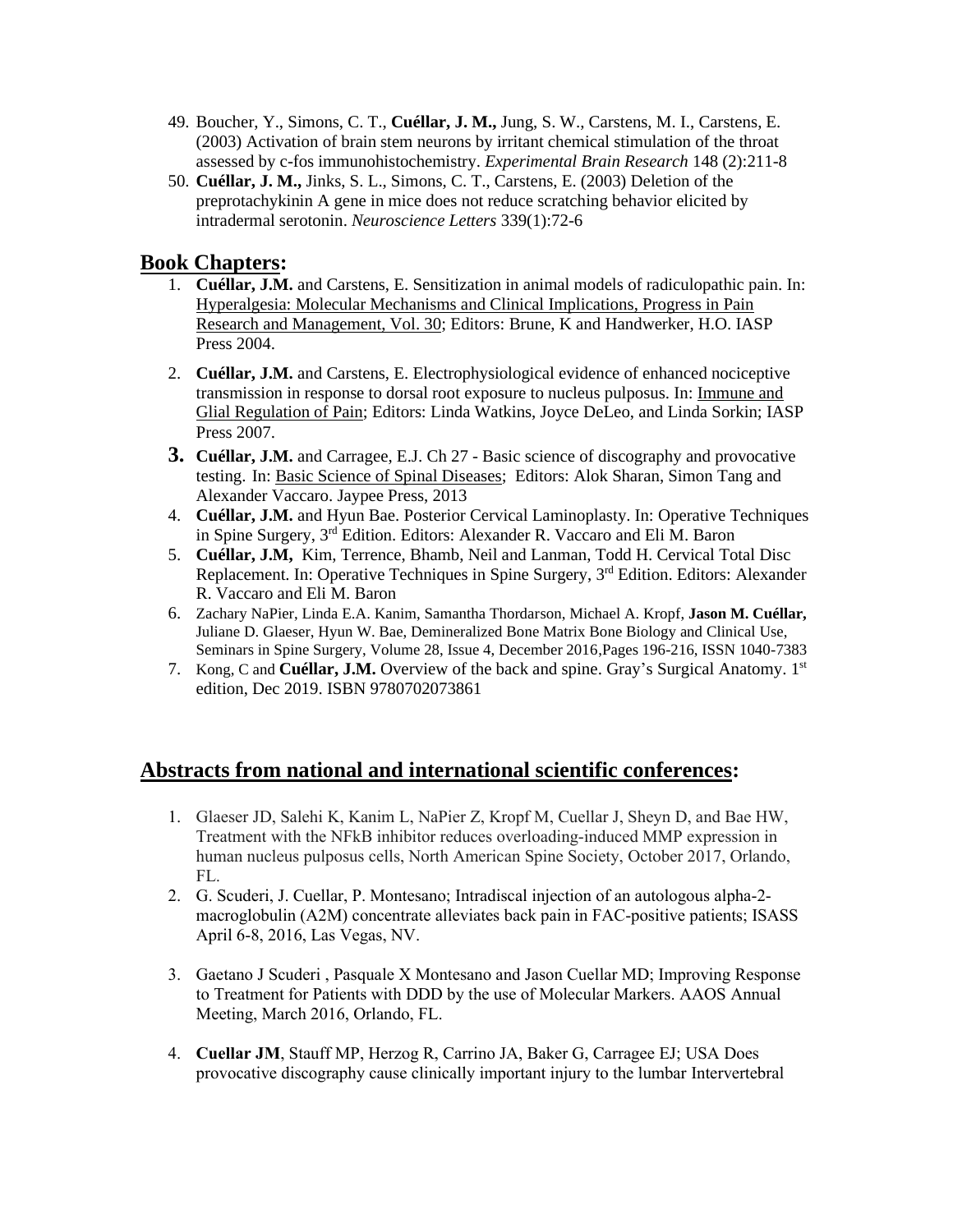49. Boucher, Y., Simons, C. T., **Cuéllar, J. M.,** Jung, S. W., Carstens, M. I., Carstens, E. (2003) Activation of brain stem neurons by irritant chemical stimulation of the throat assessed by c-fos immunohistochemistry. *Experimental Brain Research* 148 (2):211-8
50. **Cuéllar, J. M.,** Jinks, S. L., Simons, C. T., Carstens, E. (2003) Deletion of the preprotachykinin A gene in mice does not reduce scratching behavior elicited by intradermal serotonin. *Neuroscience Letters* 339(1):72-6

## Book Chapters:

1. **Cuéllar, J.M.** and Carstens, E. Sensitization in animal models of radiculopathic pain. In: Hyperalgesia: Molecular Mechanisms and Clinical Implications, Progress in Pain Research and Management, Vol. 30; Editors: Brune, K and Handwerker, H.O. IASP Press 2004.
2. **Cuéllar, J.M.** and Carstens, E. Electrophysiological evidence of enhanced nociceptive transmission in response to dorsal root exposure to nucleus pulposus. In: Immune and Glial Regulation of Pain; Editors: Linda Watkins, Joyce DeLeo, and Linda Sorkin; IASP Press 2007.
3. **Cuéllar, J.M.** and Carragee, E.J. Ch 27 - Basic science of discography and provocative testing. In: Basic Science of Spinal Diseases; Editors: Alok Sharan, Simon Tang and Alexander Vaccaro. Jaypee Press, 2013
4. **Cuéllar, J.M.** and Hyun Bae. Posterior Cervical Laminoplasty. In: Operative Techniques in Spine Surgery, 3rd Edition. Editors: Alexander R. Vaccaro and Eli M. Baron
5. **Cuéllar, J.M,** Kim, Terrence, Bhamb, Neil and Lanman, Todd H. Cervical Total Disc Replacement. In: Operative Techniques in Spine Surgery, 3rd Edition. Editors: Alexander R. Vaccaro and Eli M. Baron
6. Zachary NaPier, Linda E.A. Kanim, Samantha Thordarson, Michael A. Kropf, **Jason M. Cuéllar,** Juliane D. Glaeser, Hyun W. Bae, Demineralized Bone Matrix Bone Biology and Clinical Use, Seminars in Spine Surgery, Volume 28, Issue 4, December 2016,Pages 196-216, ISSN 1040-7383
7. Kong, C and **Cuéllar, J.M.** Overview of the back and spine. Gray's Surgical Anatomy. 1st edition, Dec 2019. ISBN 9780702073861

## Abstracts from national and international scientific conferences:

1. Glaeser JD, Salehi K, Kanim L, NaPier Z, Kropf M, Cuellar J, Sheyn D, and Bae HW, Treatment with the NFkB inhibitor reduces overloading-induced MMP expression in human nucleus pulposus cells, North American Spine Society, October 2017, Orlando, FL.
2. G. Scuderi, J. Cuellar, P. Montesano; Intradiscal injection of an autologous alpha-2-macroglobulin (A2M) concentrate alleviates back pain in FAC-positive patients; ISASS April 6-8, 2016, Las Vegas, NV.
3. Gaetano J Scuderi , Pasquale X Montesano and Jason Cuellar MD; Improving Response to Treatment for Patients with DDD by the use of Molecular Markers. AAOS Annual Meeting, March 2016, Orlando, FL.
4. **Cuellar JM**, Stauff MP, Herzog R, Carrino JA, Baker G, Carragee EJ; USA Does provocative discography cause clinically important injury to the lumbar Intervertebral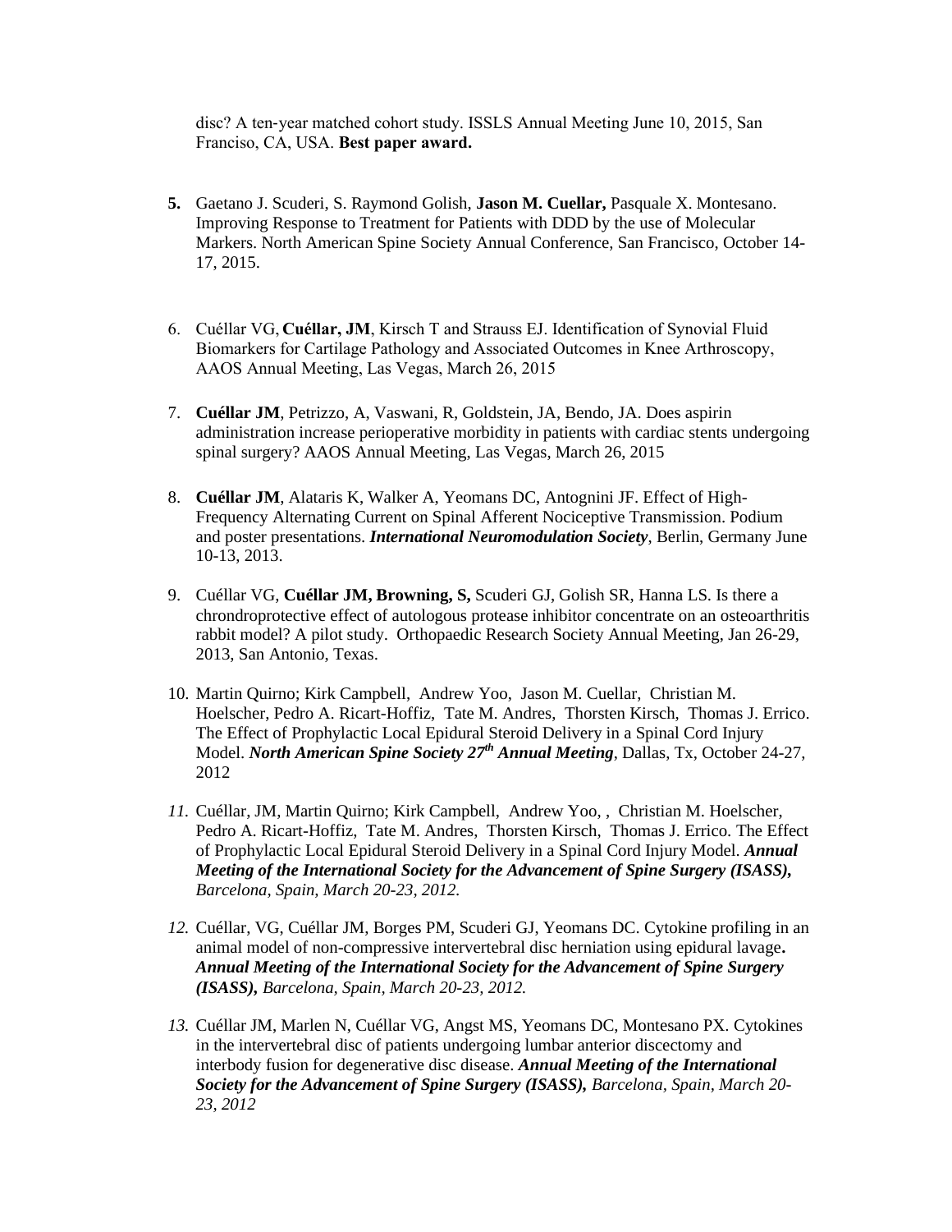disc? A ten-year matched cohort study. ISSLS Annual Meeting June 10, 2015, San Franciso, CA, USA. **Best paper award.**

5. Gaetano J. Scuderi, S. Raymond Golish, **Jason M. Cuellar,** Pasquale X. Montesano. Improving Response to Treatment for Patients with DDD by the use of Molecular Markers. North American Spine Society Annual Conference, San Francisco, October 14-17, 2015.

6. Cuéllar VG, **Cuéllar, JM**, Kirsch T and Strauss EJ. Identification of Synovial Fluid Biomarkers for Cartilage Pathology and Associated Outcomes in Knee Arthroscopy, AAOS Annual Meeting, Las Vegas, March 26, 2015

7. **Cuéllar JM**, Petrizzo, A, Vaswani, R, Goldstein, JA, Bendo, JA. Does aspirin administration increase perioperative morbidity in patients with cardiac stents undergoing spinal surgery? AAOS Annual Meeting, Las Vegas, March 26, 2015

8. **Cuéllar JM**, Alataris K, Walker A, Yeomans DC, Antognini JF. Effect of High-Frequency Alternating Current on Spinal Afferent Nociceptive Transmission. Podium and poster presentations. ***International Neuromodulation Society***, Berlin, Germany June 10-13, 2013.

9. Cuéllar VG, **Cuéllar JM, Browning, S,** Scuderi GJ, Golish SR, Hanna LS. Is there a chrondroprotective effect of autologous protease inhibitor concentrate on an osteoarthritis rabbit model? A pilot study. Orthopaedic Research Society Annual Meeting, Jan 26-29, 2013, San Antonio, Texas.

10. Martin Quirno; Kirk Campbell, Andrew Yoo, Jason M. Cuellar, Christian M. Hoelscher, Pedro A. Ricart-Hoffiz, Tate M. Andres, Thorsten Kirsch, Thomas J. Errico. The Effect of Prophylactic Local Epidural Steroid Delivery in a Spinal Cord Injury Model. ***North American Spine Society 27th Annual Meeting***, Dallas, Tx, October 24-27, 2012

11. Cuéllar, JM, Martin Quirno; Kirk Campbell, Andrew Yoo, , Christian M. Hoelscher, Pedro A. Ricart-Hoffiz, Tate M. Andres, Thorsten Kirsch, Thomas J. Errico. The Effect of Prophylactic Local Epidural Steroid Delivery in a Spinal Cord Injury Model. ***Annual Meeting of the International Society for the Advancement of Spine Surgery (ISASS),*** *Barcelona, Spain, March 20-23, 2012.*

12. Cuéllar, VG, Cuéllar JM, Borges PM, Scuderi GJ, Yeomans DC. Cytokine profiling in an animal model of non-compressive intervertebral disc herniation using epidural lavage**.** ***Annual Meeting of the International Society for the Advancement of Spine Surgery (ISASS),*** *Barcelona, Spain, March 20-23, 2012.*

13. Cuéllar JM, Marlen N, Cuéllar VG, Angst MS, Yeomans DC, Montesano PX. Cytokines in the intervertebral disc of patients undergoing lumbar anterior discectomy and interbody fusion for degenerative disc disease. ***Annual Meeting of the International Society for the Advancement of Spine Surgery (ISASS),*** *Barcelona, Spain, March 20-23, 2012*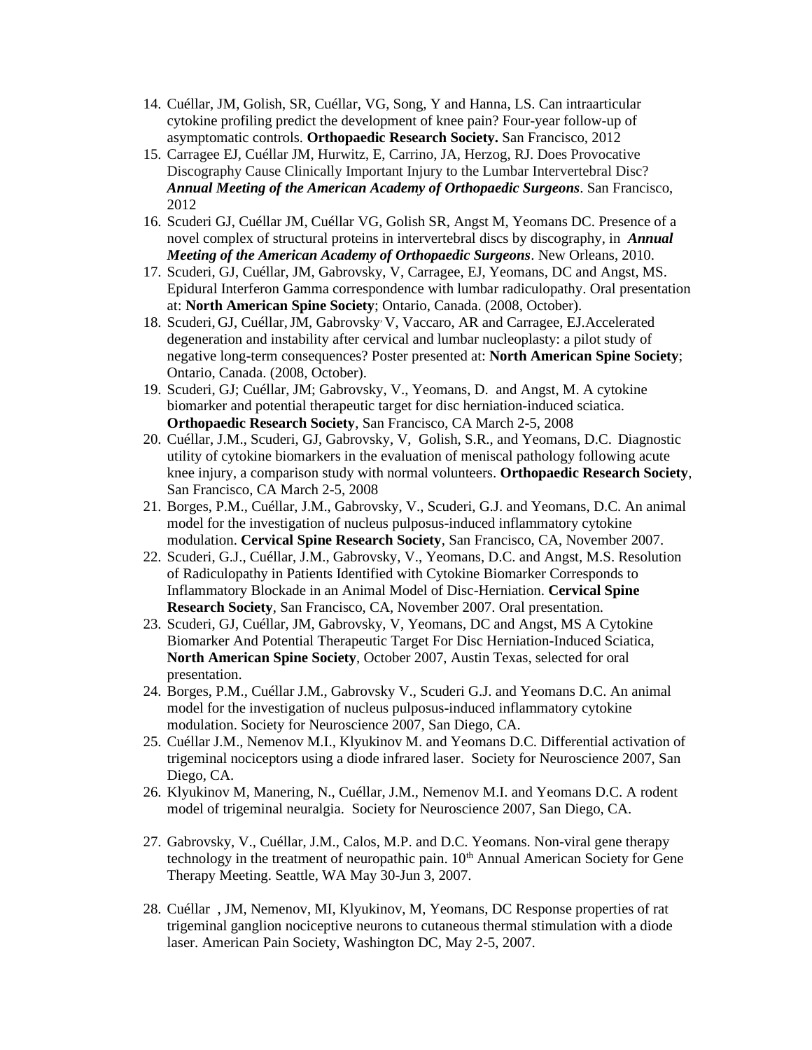14. Cuéllar, JM, Golish, SR, Cuéllar, VG, Song, Y and Hanna, LS. Can intraarticular cytokine profiling predict the development of knee pain? Four-year follow-up of asymptomatic controls. **Orthopaedic Research Society.** San Francisco, 2012
15. Carragee EJ, Cuéllar JM, Hurwitz, E, Carrino, JA, Herzog, RJ. Does Provocative Discography Cause Clinically Important Injury to the Lumbar Intervertebral Disc? ***Annual Meeting of the American Academy of Orthopaedic Surgeons***. San Francisco, 2012
16. Scuderi GJ, Cuéllar JM, Cuéllar VG, Golish SR, Angst M, Yeomans DC. Presence of a novel complex of structural proteins in intervertebral discs by discography, in ***Annual Meeting of the American Academy of Orthopaedic Surgeons***. New Orleans, 2010.
17. Scuderi, GJ, Cuéllar, JM, Gabrovsky, V, Carragee, EJ, Yeomans, DC and Angst, MS. Epidural Interferon Gamma correspondence with lumbar radiculopathy. Oral presentation at: **North American Spine Society**; Ontario, Canada. (2008, October).
18. Scuderi, GJ, Cuéllar, JM, Gabrovsky, V, Vaccaro, AR and Carragee, EJ.Accelerated degeneration and instability after cervical and lumbar nucleoplasty: a pilot study of negative long-term consequences? Poster presented at: **North American Spine Society**; Ontario, Canada. (2008, October).
19. Scuderi, GJ; Cuéllar, JM; Gabrovsky, V., Yeomans, D. and Angst, M. A cytokine biomarker and potential therapeutic target for disc herniation-induced sciatica. **Orthopaedic Research Society**, San Francisco, CA March 2-5, 2008
20. Cuéllar, J.M., Scuderi, GJ, Gabrovsky, V, Golish, S.R., and Yeomans, D.C. Diagnostic utility of cytokine biomarkers in the evaluation of meniscal pathology following acute knee injury, a comparison study with normal volunteers. **Orthopaedic Research Society**, San Francisco, CA March 2-5, 2008
21. Borges, P.M., Cuéllar, J.M., Gabrovsky, V., Scuderi, G.J. and Yeomans, D.C. An animal model for the investigation of nucleus pulposus-induced inflammatory cytokine modulation. **Cervical Spine Research Society**, San Francisco, CA, November 2007.
22. Scuderi, G.J., Cuéllar, J.M., Gabrovsky, V., Yeomans, D.C. and Angst, M.S. Resolution of Radiculopathy in Patients Identified with Cytokine Biomarker Corresponds to Inflammatory Blockade in an Animal Model of Disc-Herniation. **Cervical Spine Research Society**, San Francisco, CA, November 2007. Oral presentation.
23. Scuderi, GJ, Cuéllar, JM, Gabrovsky, V, Yeomans, DC and Angst, MS A Cytokine Biomarker And Potential Therapeutic Target For Disc Herniation-Induced Sciatica, **North American Spine Society**, October 2007, Austin Texas, selected for oral presentation.
24. Borges, P.M., Cuéllar J.M., Gabrovsky V., Scuderi G.J. and Yeomans D.C. An animal model for the investigation of nucleus pulposus-induced inflammatory cytokine modulation. Society for Neuroscience 2007, San Diego, CA.
25. Cuéllar J.M., Nemenov M.I., Klyukinov M. and Yeomans D.C. Differential activation of trigeminal nociceptors using a diode infrared laser. Society for Neuroscience 2007, San Diego, CA.
26. Klyukinov M, Manering, N., Cuéllar, J.M., Nemenov M.I. and Yeomans D.C. A rodent model of trigeminal neuralgia. Society for Neuroscience 2007, San Diego, CA.
27. Gabrovsky, V., Cuéllar, J.M., Calos, M.P. and D.C. Yeomans. Non-viral gene therapy technology in the treatment of neuropathic pain. 10th Annual American Society for Gene Therapy Meeting. Seattle, WA May 30-Jun 3, 2007.
28. Cuéllar , JM, Nemenov, MI, Klyukinov, M, Yeomans, DC Response properties of rat trigeminal ganglion nociceptive neurons to cutaneous thermal stimulation with a diode laser. American Pain Society, Washington DC, May 2-5, 2007.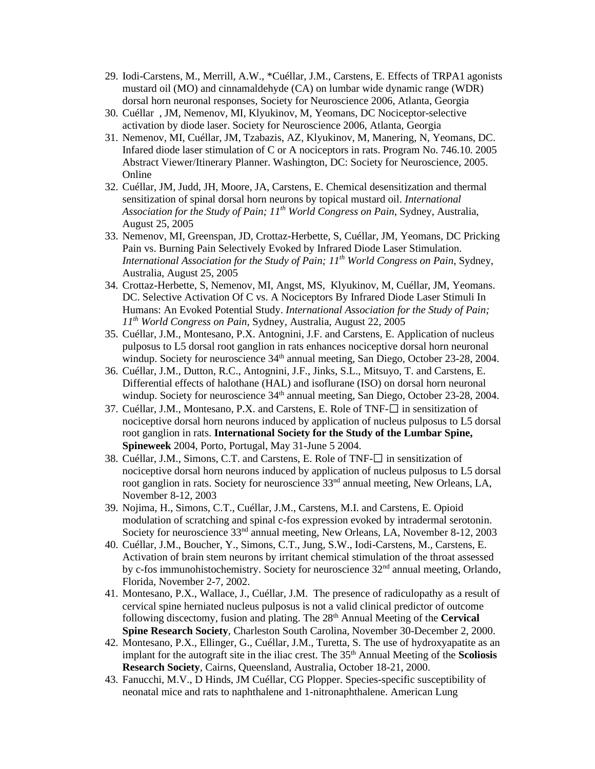29. Iodi-Carstens, M., Merrill, A.W., *Cuéllar, J.M., Carstens, E. Effects of TRPA1 agonists mustard oil (MO) and cinnamaldehyde (CA) on lumbar wide dynamic range (WDR) dorsal horn neuronal responses, Society for Neuroscience 2006, Atlanta, Georgia
30. Cuéllar , JM, Nemenov, MI, Klyukinov, M, Yeomans, DC Nociceptor-selective activation by diode laser. Society for Neuroscience 2006, Atlanta, Georgia
31. Nemenov, MI, Cuéllar, JM, Tzabazis, AZ, Klyukinov, M, Manering, N, Yeomans, DC. Infared diode laser stimulation of C or A nociceptors in rats. Program No. 746.10. 2005 Abstract Viewer/Itinerary Planner. Washington, DC: Society for Neuroscience, 2005. Online
32. Cuéllar, JM, Judd, JH, Moore, JA, Carstens, E. Chemical desensitization and thermal sensitization of spinal dorsal horn neurons by topical mustard oil. *International Association for the Study of Pain; 11th World Congress on Pain*, Sydney, Australia, August 25, 2005
33. Nemenov, MI, Greenspan, JD, Crottaz-Herbette, S, Cuéllar, JM, Yeomans, DC Pricking Pain vs. Burning Pain Selectively Evoked by Infrared Diode Laser Stimulation. *International Association for the Study of Pain; 11th World Congress on Pain*, Sydney, Australia, August 25, 2005
34. Crottaz-Herbette, S, Nemenov, MI, Angst, MS, Klyukinov, M, Cuéllar, JM, Yeomans. DC. Selective Activation Of C vs. A Nociceptors By Infrared Diode Laser Stimuli In Humans: An Evoked Potential Study. *International Association for the Study of Pain; 11th World Congress on Pain*, Sydney, Australia, August 22, 2005
35. Cuéllar, J.M., Montesano, P.X. Antognini, J.F. and Carstens, E. Application of nucleus pulposus to L5 dorsal root ganglion in rats enhances nociceptive dorsal horn neuronal windup. Society for neuroscience 34th annual meeting, San Diego, October 23-28, 2004.
36. Cuéllar, J.M., Dutton, R.C., Antognini, J.F., Jinks, S.L., Mitsuyo, T. and Carstens, E. Differential effects of halothane (HAL) and isoflurane (ISO) on dorsal horn neuronal windup. Society for neuroscience 34th annual meeting, San Diego, October 23-28, 2004.
37. Cuéllar, J.M., Montesano, P.X. and Carstens, E. Role of TNF-☐ in sensitization of nociceptive dorsal horn neurons induced by application of nucleus pulposus to L5 dorsal root ganglion in rats. **International Society for the Study of the Lumbar Spine, Spineweek** 2004, Porto, Portugal, May 31-June 5 2004.
38. Cuéllar, J.M., Simons, C.T. and Carstens, E. Role of TNF-☐ in sensitization of nociceptive dorsal horn neurons induced by application of nucleus pulposus to L5 dorsal root ganglion in rats. Society for neuroscience 33nd annual meeting, New Orleans, LA, November 8-12, 2003
39. Nojima, H., Simons, C.T., Cuéllar, J.M., Carstens, M.I. and Carstens, E. Opioid modulation of scratching and spinal c-fos expression evoked by intradermal serotonin. Society for neuroscience 33nd annual meeting, New Orleans, LA, November 8-12, 2003
40. Cuéllar, J.M., Boucher, Y., Simons, C.T., Jung, S.W., Iodi-Carstens, M., Carstens, E. Activation of brain stem neurons by irritant chemical stimulation of the throat assessed by c-fos immunohistochemistry. Society for neuroscience 32nd annual meeting, Orlando, Florida, November 2-7, 2002.
41. Montesano, P.X., Wallace, J., Cuéllar, J.M. The presence of radiculopathy as a result of cervical spine herniated nucleus pulposus is not a valid clinical predictor of outcome following discectomy, fusion and plating. The 28th Annual Meeting of the **Cervical Spine Research Society**, Charleston South Carolina, November 30-December 2, 2000.
42. Montesano, P.X., Ellinger, G., Cuéllar, J.M., Turetta, S. The use of hydroxyapatite as an implant for the autograft site in the iliac crest. The 35th Annual Meeting of the **Scoliosis Research Society**, Cairns, Queensland, Australia, October 18-21, 2000.
43. Fanucchi, M.V., D Hinds, JM Cuéllar, CG Plopper. Species-specific susceptibility of neonatal mice and rats to naphthalene and 1-nitronaphthalene. American Lung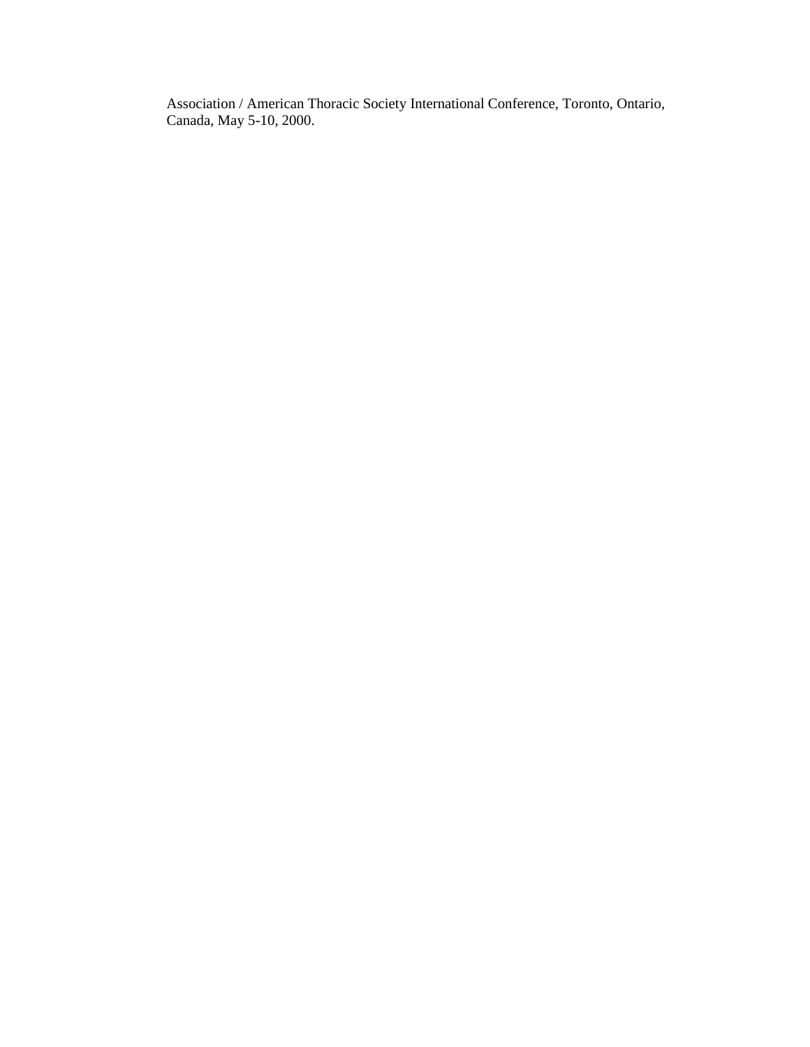Association / American Thoracic Society International Conference, Toronto, Ontario, Canada, May 5-10, 2000.